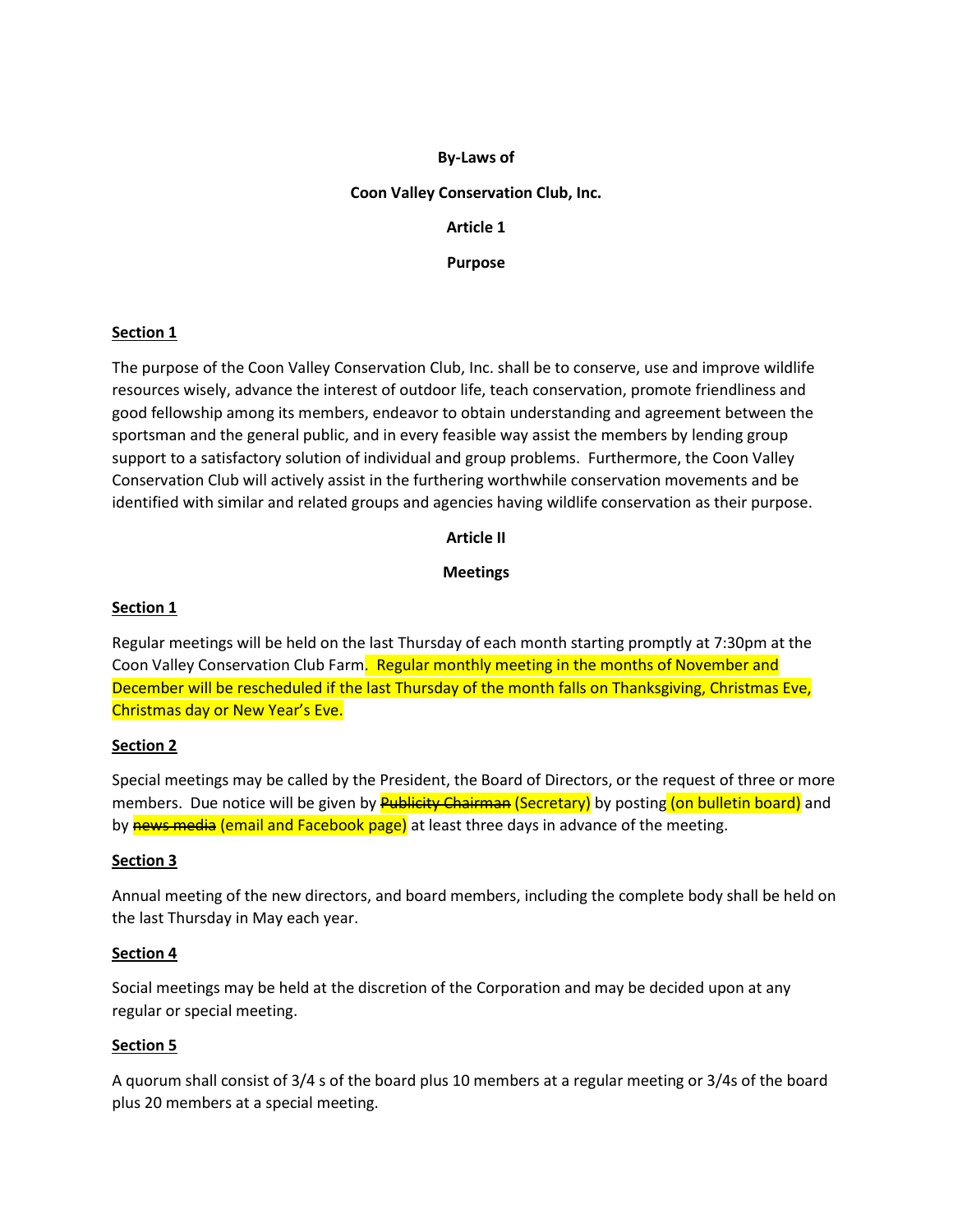**By-Laws of**

**Coon Valley Conservation Club, Inc.**

# Article 1

## Purpose

**Section 1**

The purpose of the Coon Valley Conservation Club, Inc. shall be to conserve, use and improve wildlife resources wisely, advance the interest of outdoor life, teach conservation, promote friendliness and good fellowship among its members, endeavor to obtain understanding and agreement between the sportsman and the general public, and in every feasible way assist the members by lending group support to a satisfactory solution of individual and group problems. Furthermore, the Coon Valley Conservation Club will actively assist in the furthering worthwhile conservation movements and be identified with similar and related groups and agencies having wildlife conservation as their purpose.

# Article II

## Meetings

**Section 1**

Regular meetings will be held on the last Thursday of each month starting promptly at 7:30pm at the Coon Valley Conservation Club Farm. Regular monthly meeting in the months of November and December will be rescheduled if the last Thursday of the month falls on Thanksgiving, Christmas Eve, Christmas day or New Year's Eve.

**Section 2**

Special meetings may be called by the President, the Board of Directors, or the request of three or more members. Due notice will be given by ~~Publicity Chairman~~ (Secretary) by posting (on bulletin board) and by ~~news media~~ (email and Facebook page) at least three days in advance of the meeting.

**Section 3**

Annual meeting of the new directors, and board members, including the complete body shall be held on the last Thursday in May each year.

**Section 4**

Social meetings may be held at the discretion of the Corporation and may be decided upon at any regular or special meeting.

**Section 5**

A quorum shall consist of 3/4 s of the board plus 10 members at a regular meeting or 3/4s of the board plus 20 members at a special meeting.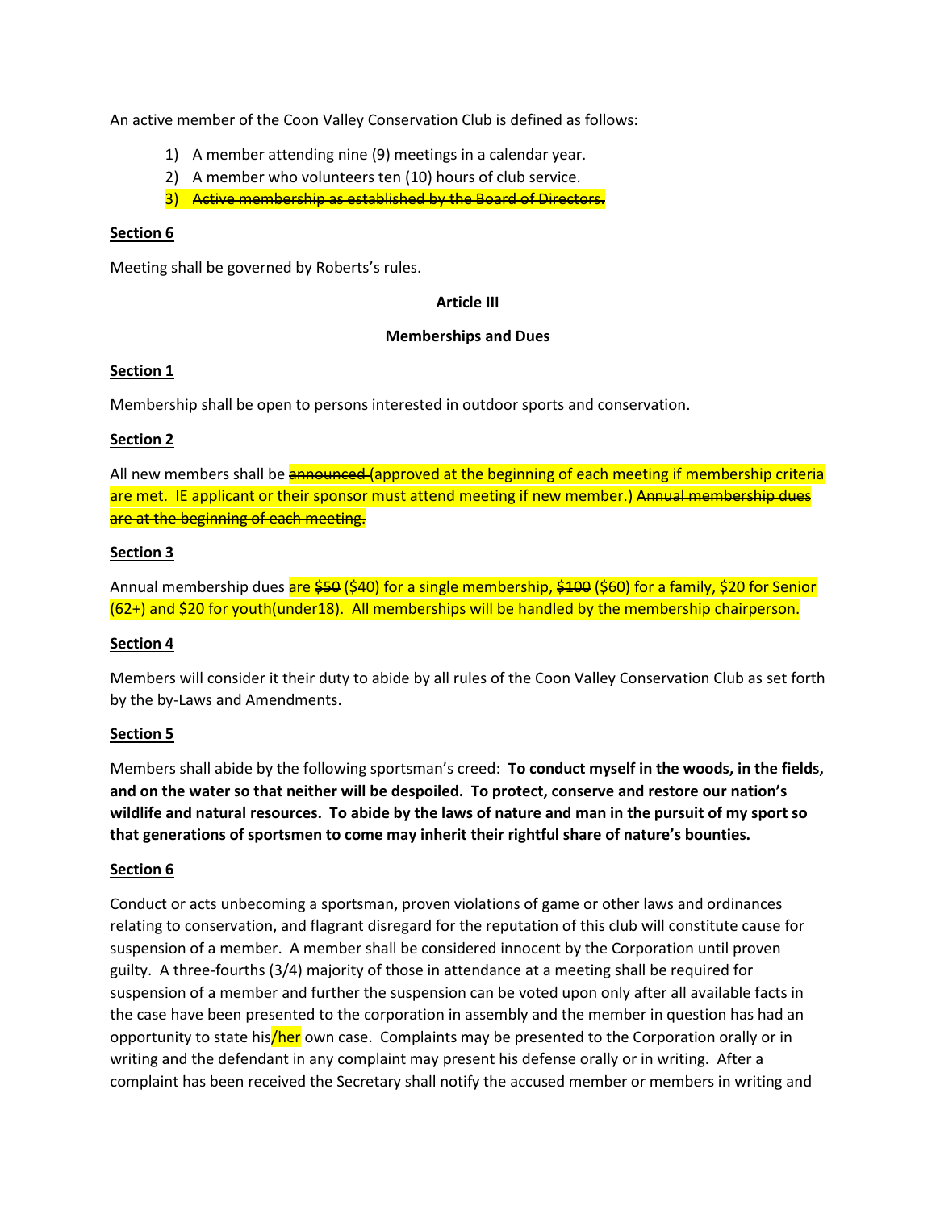An active member of the Coon Valley Conservation Club is defined as follows:

1) A member attending nine (9) meetings in a calendar year.
2) A member who volunteers ten (10) hours of club service.
3) ~~Active membership as established by the Board of Directors.~~

**Section 6**

Meeting shall be governed by Roberts's rules.

**Article III**

**Memberships and Dues**

**Section 1**

Membership shall be open to persons interested in outdoor sports and conservation.

**Section 2**

All new members shall be ~~announced~~ (approved at the beginning of each meeting if membership criteria are met. IE applicant or their sponsor must attend meeting if new member.) ~~Annual membership dues are at the beginning of each meeting.~~

**Section 3**

Annual membership dues are ~~$50~~ ($40) for a single membership, ~~$100~~ ($60) for a family, $20 for Senior (62+) and $20 for youth(under18). All memberships will be handled by the membership chairperson.

**Section 4**

Members will consider it their duty to abide by all rules of the Coon Valley Conservation Club as set forth by the by-Laws and Amendments.

**Section 5**

Members shall abide by the following sportsman's creed: **To conduct myself in the woods, in the fields, and on the water so that neither will be despoiled. To protect, conserve and restore our nation's wildlife and natural resources. To abide by the laws of nature and man in the pursuit of my sport so that generations of sportsmen to come may inherit their rightful share of nature's bounties.**

**Section 6**

Conduct or acts unbecoming a sportsman, proven violations of game or other laws and ordinances relating to conservation, and flagrant disregard for the reputation of this club will constitute cause for suspension of a member. A member shall be considered innocent by the Corporation until proven guilty. A three-fourths (3/4) majority of those in attendance at a meeting shall be required for suspension of a member and further the suspension can be voted upon only after all available facts in the case have been presented to the corporation in assembly and the member in question has had an opportunity to state his/her own case. Complaints may be presented to the Corporation orally or in writing and the defendant in any complaint may present his defense orally or in writing. After a complaint has been received the Secretary shall notify the accused member or members in writing and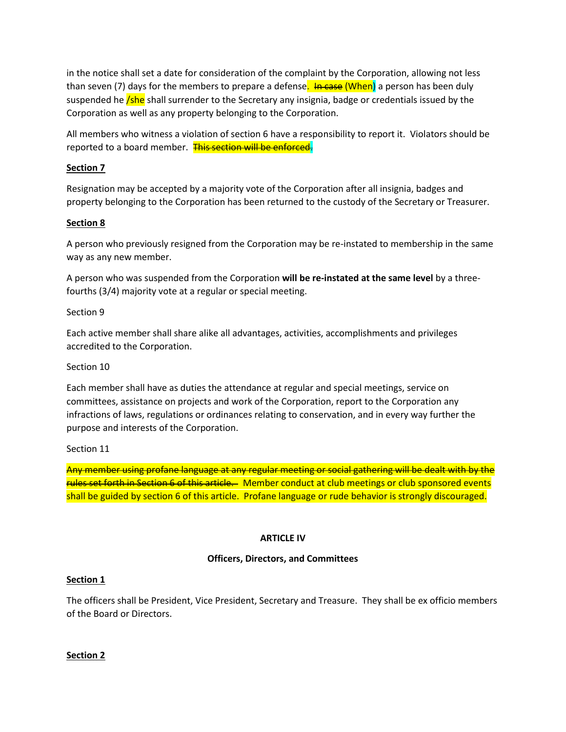in the notice shall set a date for consideration of the complaint by the Corporation, allowing not less than seven (7) days for the members to prepare a defense. ~~In case~~ (When) a person has been duly suspended he /she shall surrender to the Secretary any insignia, badge or credentials issued by the Corporation as well as any property belonging to the Corporation.

All members who witness a violation of section 6 have a responsibility to report it. Violators should be reported to a board member. ~~This section will be enforced.~~

**Section 7**

Resignation may be accepted by a majority vote of the Corporation after all insignia, badges and property belonging to the Corporation has been returned to the custody of the Secretary or Treasurer.

**Section 8**

A person who previously resigned from the Corporation may be re-instated to membership in the same way as any new member.

A person who was suspended from the Corporation **will be re-instated at the same level** by a three-fourths (3/4) majority vote at a regular or special meeting.

Section 9

Each active member shall share alike all advantages, activities, accomplishments and privileges accredited to the Corporation.

Section 10

Each member shall have as duties the attendance at regular and special meetings, service on committees, assistance on projects and work of the Corporation, report to the Corporation any infractions of laws, regulations or ordinances relating to conservation, and in every way further the purpose and interests of the Corporation.

Section 11

~~Any member using profane language at any regular meeting or social gathering will be dealt with by the rules set forth in Section 6 of this article.~~ Member conduct at club meetings or club sponsored events shall be guided by section 6 of this article. Profane language or rude behavior is strongly discouraged.

**ARTICLE IV**

**Officers, Directors, and Committees**

**Section 1**

The officers shall be President, Vice President, Secretary and Treasure. They shall be ex officio members of the Board or Directors.

**Section 2**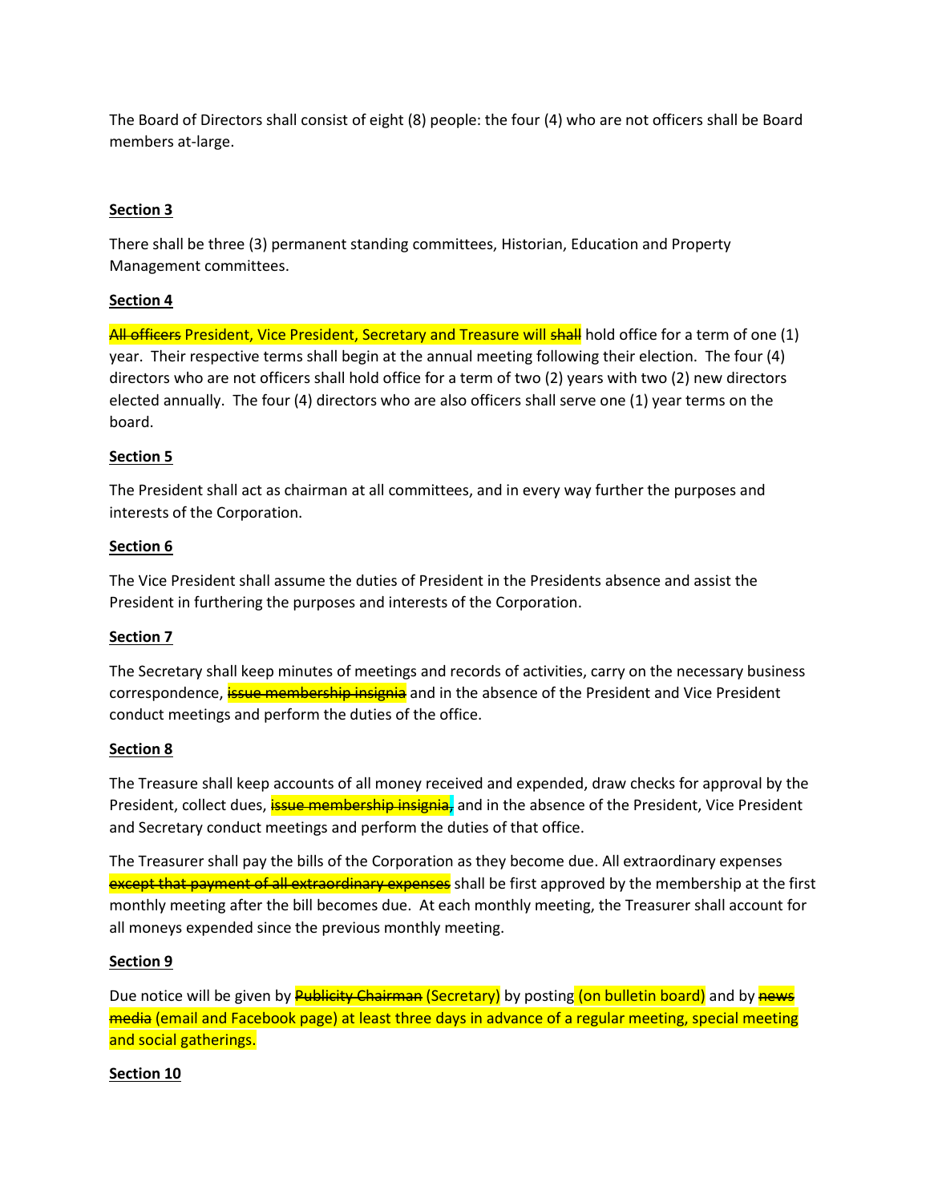The Board of Directors shall consist of eight (8) people: the four (4) who are not officers shall be Board members at-large.

**Section 3**

There shall be three (3) permanent standing committees, Historian, Education and Property Management committees.

**Section 4**

~~All officers~~ President, Vice President, Secretary and Treasure will ~~shall~~ hold office for a term of one (1) year. Their respective terms shall begin at the annual meeting following their election. The four (4) directors who are not officers shall hold office for a term of two (2) years with two (2) new directors elected annually. The four (4) directors who are also officers shall serve one (1) year terms on the board.

**Section 5**

The President shall act as chairman at all committees, and in every way further the purposes and interests of the Corporation.

**Section 6**

The Vice President shall assume the duties of President in the Presidents absence and assist the President in furthering the purposes and interests of the Corporation.

**Section 7**

The Secretary shall keep minutes of meetings and records of activities, carry on the necessary business correspondence, ~~issue membership insignia~~ and in the absence of the President and Vice President conduct meetings and perform the duties of the office.

**Section 8**

The Treasure shall keep accounts of all money received and expended, draw checks for approval by the President, collect dues, ~~issue membership insignia,~~ and in the absence of the President, Vice President and Secretary conduct meetings and perform the duties of that office.

The Treasurer shall pay the bills of the Corporation as they become due. All extraordinary expenses ~~except that payment of all extraordinary expenses~~ shall be first approved by the membership at the first monthly meeting after the bill becomes due. At each monthly meeting, the Treasurer shall account for all moneys expended since the previous monthly meeting.

**Section 9**

Due notice will be given by ~~Publicity Chairman~~ (Secretary) by posting (on bulletin board) and by ~~news media~~ (email and Facebook page) at least three days in advance of a regular meeting, special meeting and social gatherings.

**Section 10**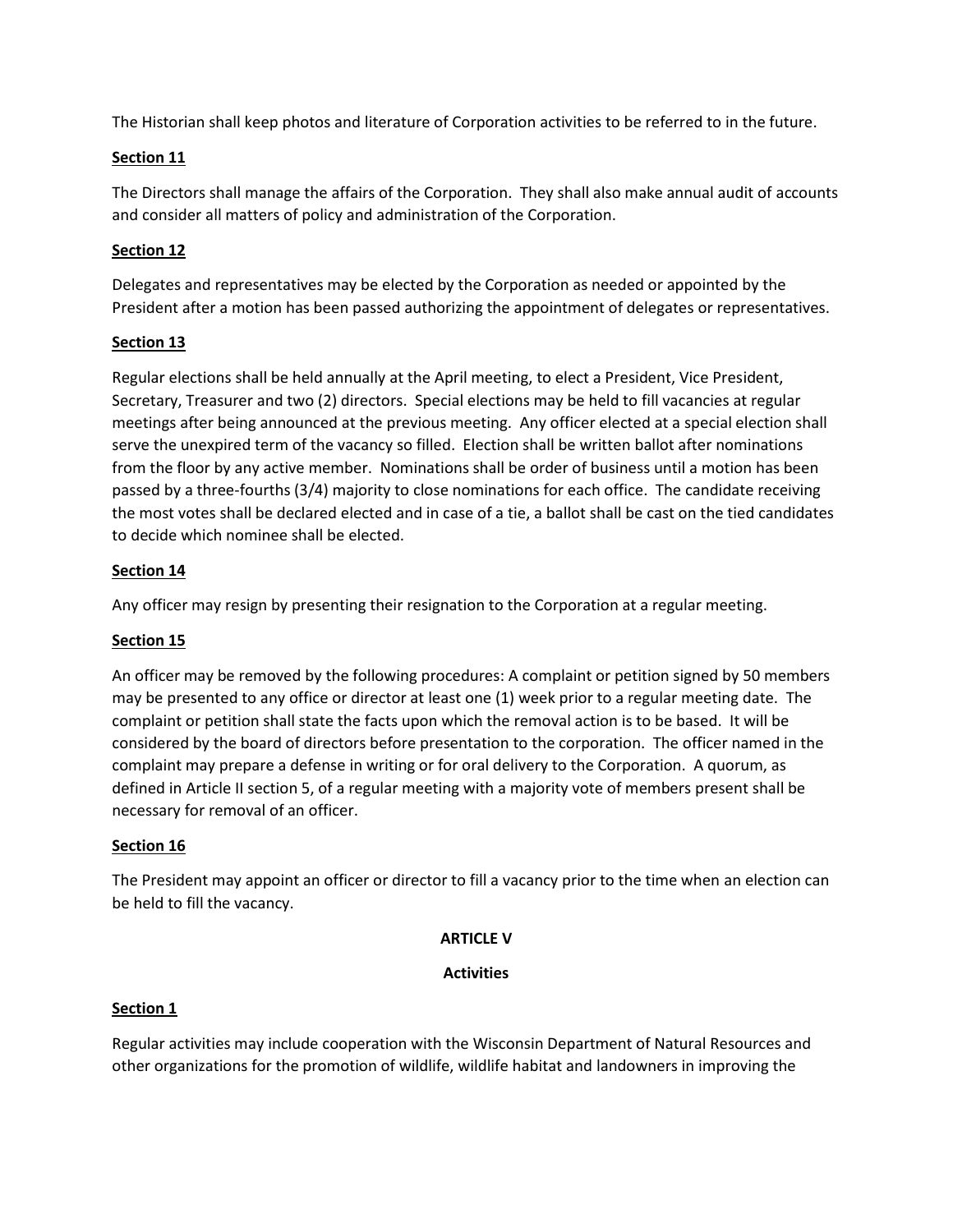The Historian shall keep photos and literature of Corporation activities to be referred to in the future.

**Section 11**

The Directors shall manage the affairs of the Corporation. They shall also make annual audit of accounts and consider all matters of policy and administration of the Corporation.

**Section 12**

Delegates and representatives may be elected by the Corporation as needed or appointed by the President after a motion has been passed authorizing the appointment of delegates or representatives.

**Section 13**

Regular elections shall be held annually at the April meeting, to elect a President, Vice President, Secretary, Treasurer and two (2) directors. Special elections may be held to fill vacancies at regular meetings after being announced at the previous meeting. Any officer elected at a special election shall serve the unexpired term of the vacancy so filled. Election shall be written ballot after nominations from the floor by any active member. Nominations shall be order of business until a motion has been passed by a three-fourths (3/4) majority to close nominations for each office. The candidate receiving the most votes shall be declared elected and in case of a tie, a ballot shall be cast on the tied candidates to decide which nominee shall be elected.

**Section 14**

Any officer may resign by presenting their resignation to the Corporation at a regular meeting.

**Section 15**

An officer may be removed by the following procedures: A complaint or petition signed by 50 members may be presented to any office or director at least one (1) week prior to a regular meeting date. The complaint or petition shall state the facts upon which the removal action is to be based. It will be considered by the board of directors before presentation to the corporation. The officer named in the complaint may prepare a defense in writing or for oral delivery to the Corporation. A quorum, as defined in Article II section 5, of a regular meeting with a majority vote of members present shall be necessary for removal of an officer.

**Section 16**

The President may appoint an officer or director to fill a vacancy prior to the time when an election can be held to fill the vacancy.

## ARTICLE V

## Activities

**Section 1**

Regular activities may include cooperation with the Wisconsin Department of Natural Resources and other organizations for the promotion of wildlife, wildlife habitat and landowners in improving the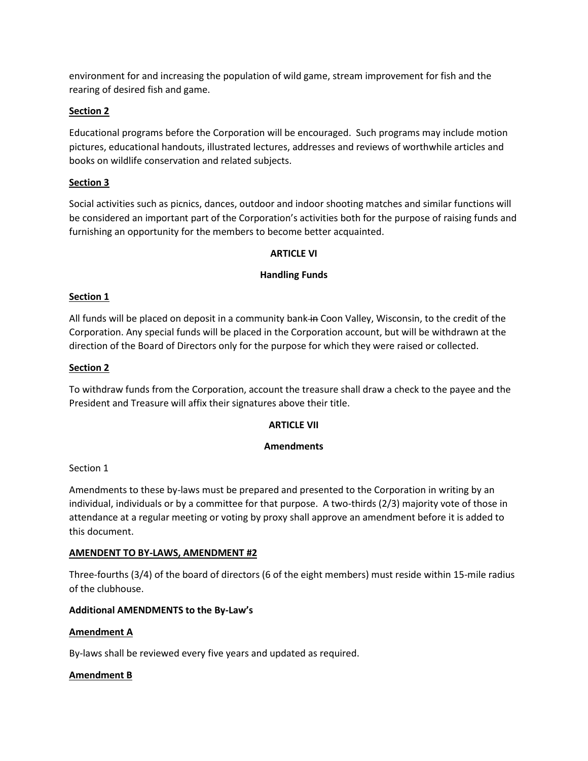environment for and increasing the population of wild game, stream improvement for fish and the rearing of desired fish and game.

**Section 2**

Educational programs before the Corporation will be encouraged. Such programs may include motion pictures, educational handouts, illustrated lectures, addresses and reviews of worthwhile articles and books on wildlife conservation and related subjects.

**Section 3**

Social activities such as picnics, dances, outdoor and indoor shooting matches and similar functions will be considered an important part of the Corporation's activities both for the purpose of raising funds and furnishing an opportunity for the members to become better acquainted.

**ARTICLE VI**

**Handling Funds**

**Section 1**

All funds will be placed on deposit in a community bank ~~in~~ Coon Valley, Wisconsin, to the credit of the Corporation. Any special funds will be placed in the Corporation account, but will be withdrawn at the direction of the Board of Directors only for the purpose for which they were raised or collected.

**Section 2**

To withdraw funds from the Corporation, account the treasure shall draw a check to the payee and the President and Treasure will affix their signatures above their title.

**ARTICLE VII**

**Amendments**

Section 1

Amendments to these by-laws must be prepared and presented to the Corporation in writing by an individual, individuals or by a committee for that purpose. A two-thirds (2/3) majority vote of those in attendance at a regular meeting or voting by proxy shall approve an amendment before it is added to this document.

**AMENDENT TO BY-LAWS, AMENDMENT #2**

Three-fourths (3/4) of the board of directors (6 of the eight members) must reside within 15-mile radius of the clubhouse.

**Additional AMENDMENTS to the By-Law's**

**Amendment A**

By-laws shall be reviewed every five years and updated as required.

**Amendment B**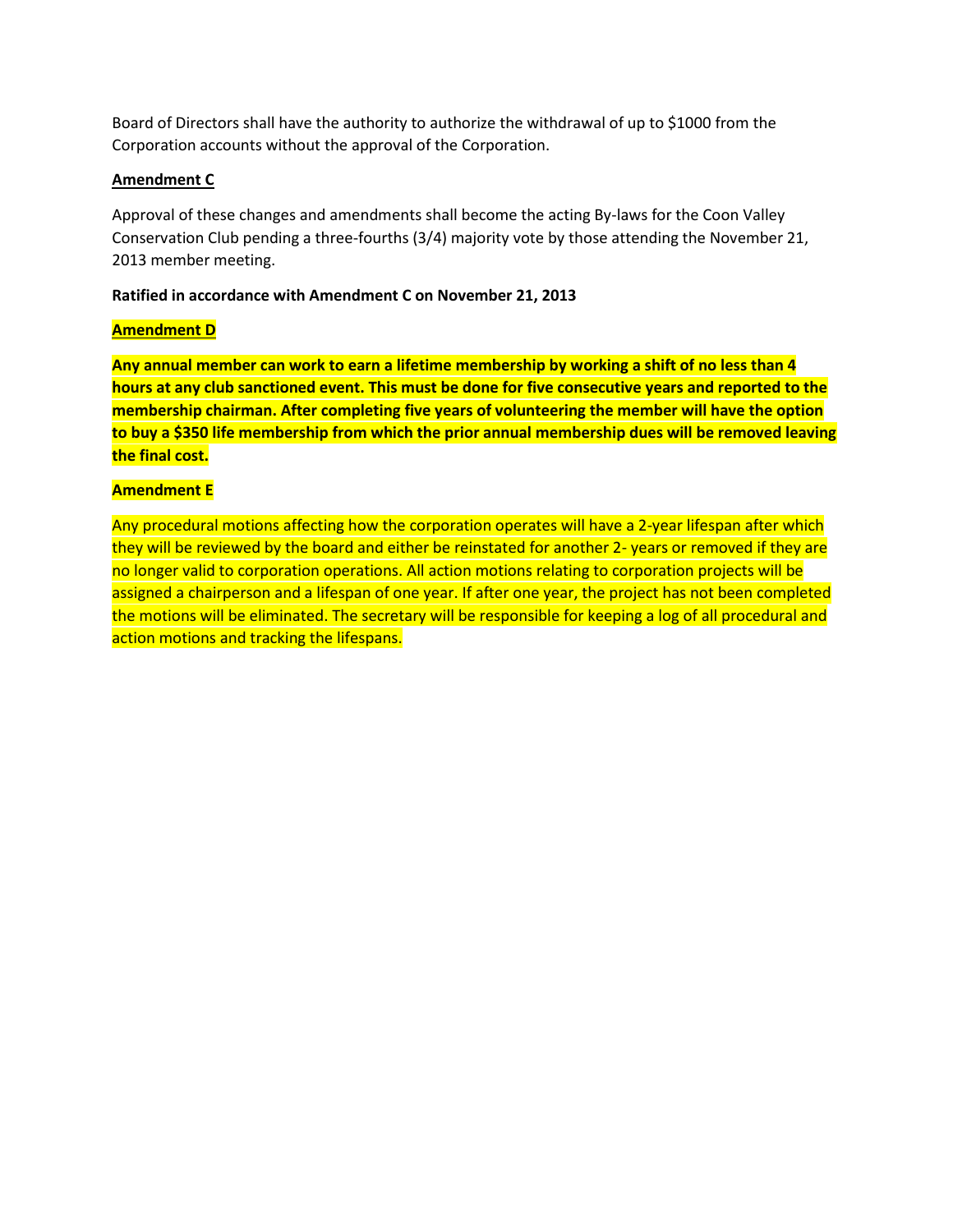Board of Directors shall have the authority to authorize the withdrawal of up to $1000 from the Corporation accounts without the approval of the Corporation.

**Amendment C**

Approval of these changes and amendments shall become the acting By-laws for the Coon Valley Conservation Club pending a three-fourths (3/4) majority vote by those attending the November 21, 2013 member meeting.

**Ratified in accordance with Amendment C on November 21, 2013**

**Amendment D**

**Any annual member can work to earn a lifetime membership by working a shift of no less than 4 hours at any club sanctioned event. This must be done for five consecutive years and reported to the membership chairman. After completing five years of volunteering the member will have the option to buy a $350 life membership from which the prior annual membership dues will be removed leaving the final cost.**

**Amendment E**

Any procedural motions affecting how the corporation operates will have a 2-year lifespan after which they will be reviewed by the board and either be reinstated for another 2- years or removed if they are no longer valid to corporation operations. All action motions relating to corporation projects will be assigned a chairperson and a lifespan of one year. If after one year, the project has not been completed the motions will be eliminated. The secretary will be responsible for keeping a log of all procedural and action motions and tracking the lifespans.